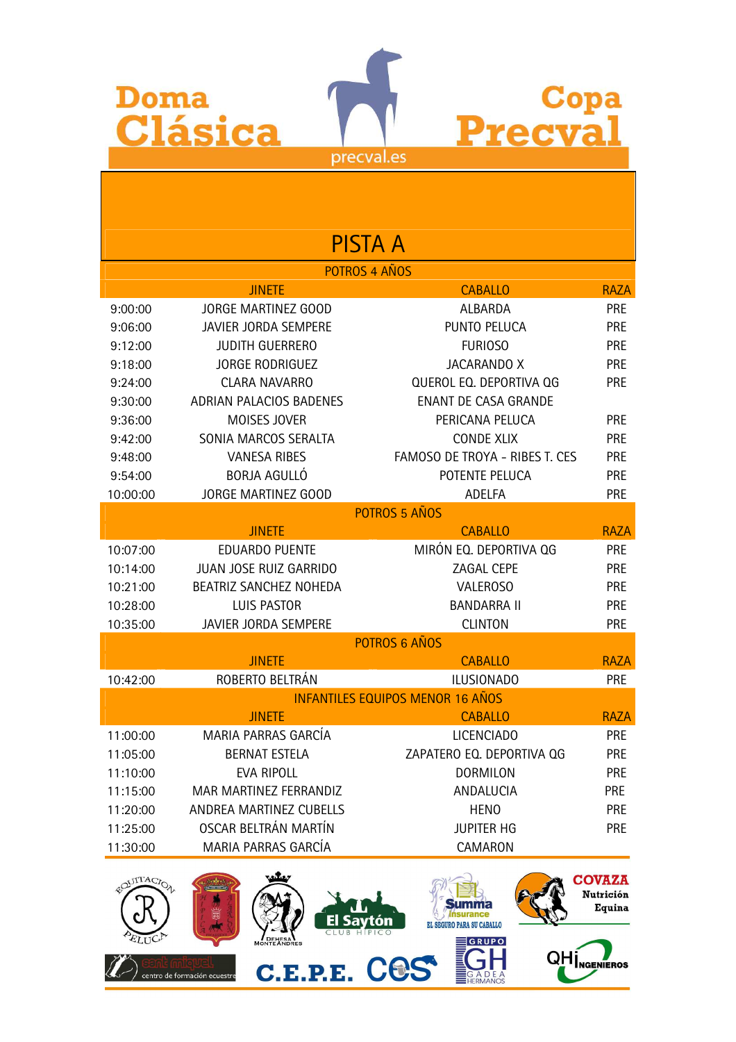# Doma Clásica — Copa Precval

precval.es

## PISTA A

| | JINETE | CABALLO | RAZA |
|---|---|---|---|
| **POTROS 4 AÑOS** | | | |
| 9:00:00 | JORGE MARTINEZ GOOD | ALBARDA | PRE |
| 9:06:00 | JAVIER JORDA SEMPERE | PUNTO PELUCA | PRE |
| 9:12:00 | JUDITH GUERRERO | FURIOSO | PRE |
| 9:18:00 | JORGE RODRIGUEZ | JACARANDO X | PRE |
| 9:24:00 | CLARA NAVARRO | QUEROL EQ. DEPORTIVA QG | PRE |
| 9:30:00 | ADRIAN PALACIOS BADENES | ENANT DE CASA GRANDE | |
| 9:36:00 | MOISES JOVER | PERICANA PELUCA | PRE |
| 9:42:00 | SONIA MARCOS SERALTA | CONDE XLIX | PRE |
| 9:48:00 | VANESA RIBES | FAMOSO DE TROYA - RIBES T. CES | PRE |
| 9:54:00 | BORJA AGULLÓ | POTENTE PELUCA | PRE |
| 10:00:00 | JORGE MARTINEZ GOOD | ADELFA | PRE |
| **POTROS 5 AÑOS** | | | |
| | JINETE | CABALLO | RAZA |
| 10:07:00 | EDUARDO PUENTE | MIRÓN EQ. DEPORTIVA QG | PRE |
| 10:14:00 | JUAN JOSE RUIZ GARRIDO | ZAGAL CEPE | PRE |
| 10:21:00 | BEATRIZ SANCHEZ NOHEDA | VALEROSO | PRE |
| 10:28:00 | LUIS PASTOR | BANDARRA II | PRE |
| 10:35:00 | JAVIER JORDA SEMPERE | CLINTON | PRE |
| **POTROS 6 AÑOS** | | | |
| | JINETE | CABALLO | RAZA |
| 10:42:00 | ROBERTO BELTRÁN | ILUSIONADO | PRE |
| **INFANTILES EQUIPOS MENOR 16 AÑOS** | | | |
| | JINETE | CABALLO | RAZA |
| 11:00:00 | MARIA PARRAS GARCÍA | LICENCIADO | PRE |
| 11:05:00 | BERNAT ESTELA | ZAPATERO EQ. DEPORTIVA QG | PRE |
| 11:10:00 | EVA RIPOLL | DORMILON | PRE |
| 11:15:00 | MAR MARTINEZ FERRANDIZ | ANDALUCIA | PRE |
| 11:20:00 | ANDREA MARTINEZ CUBELLS | HENO | PRE |
| 11:25:00 | OSCAR BELTRÁN MARTÍN | JUPITER HG | PRE |
| 11:30:00 | MARIA PARRAS GARCÍA | CAMARON | |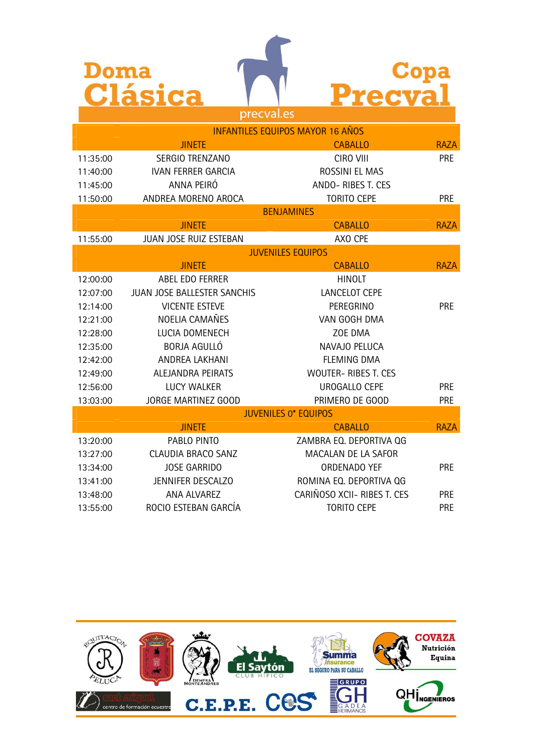# Doma Clásica — Copa Precval

precval.es

| | INFANTILES EQUIPOS MAYOR 16 AÑOS | | |
|---|---|---|---|
| | **JINETE** | **CABALLO** | **RAZA** |
| 11:35:00 | SERGIO TRENZANO | CIRO VIII | PRE |
| 11:40:00 | IVAN FERRER GARCIA | ROSSINI EL MAS | |
| 11:45:00 | ANNA PEIRÓ | ANDO- RIBES T. CES | |
| 11:50:00 | ANDREA MORENO AROCA | TORITO CEPE | PRE |
| | **BENJAMINES** | | |
| | **JINETE** | **CABALLO** | **RAZA** |
| 11:55:00 | JUAN JOSE RUIZ ESTEBAN | AXO CPE | |
| | **JUVENILES EQUIPOS** | | |
| | **JINETE** | **CABALLO** | **RAZA** |
| 12:00:00 | ABEL EDO FERRER | HINOLT | |
| 12:07:00 | JUAN JOSE BALLESTER SANCHIS | LANCELOT CEPE | |
| 12:14:00 | VICENTE ESTEVE | PEREGRINO | PRE |
| 12:21:00 | NOELIA CAMAÑES | VAN GOGH DMA | |
| 12:28:00 | LUCIA DOMENECH | ZOE DMA | |
| 12:35:00 | BORJA AGULLÓ | NAVAJO PELUCA | |
| 12:42:00 | ANDREA LAKHANI | FLEMING DMA | |
| 12:49:00 | ALEJANDRA PEIRATS | WOUTER- RIBES T. CES | |
| 12:56:00 | LUCY WALKER | UROGALLO CEPE | PRE |
| 13:03:00 | JORGE MARTINEZ GOOD | PRIMERO DE GOOD | PRE |
| | **JUVENILES 0* EQUIPOS** | | |
| | **JINETE** | **CABALLO** | **RAZA** |
| 13:20:00 | PABLO PINTO | ZAMBRA EQ. DEPORTIVA QG | |
| 13:27:00 | CLAUDIA BRACO SANZ | MACALAN DE LA SAFOR | |
| 13:34:00 | JOSE GARRIDO | ORDENADO YEF | PRE |
| 13:41:00 | JENNIFER DESCALZO | ROMINA EQ. DEPORTIVA QG | |
| 13:48:00 | ANA ALVAREZ | CARIÑOSO XCII- RIBES T. CES | PRE |
| 13:55:00 | ROCIO ESTEBAN GARCÍA | TORITO CEPE | PRE |

Equitación Peluca · Dehesa Monteandres · El Saytón Club Hípico · Summa Insurance – El seguro para su caballo · Covaza Nutrición Equina · Sant Miquel centro de formación ecuestre · C.E.P.E. · CES · Grupo GH Gadea Hermanos · QHi Ingenieros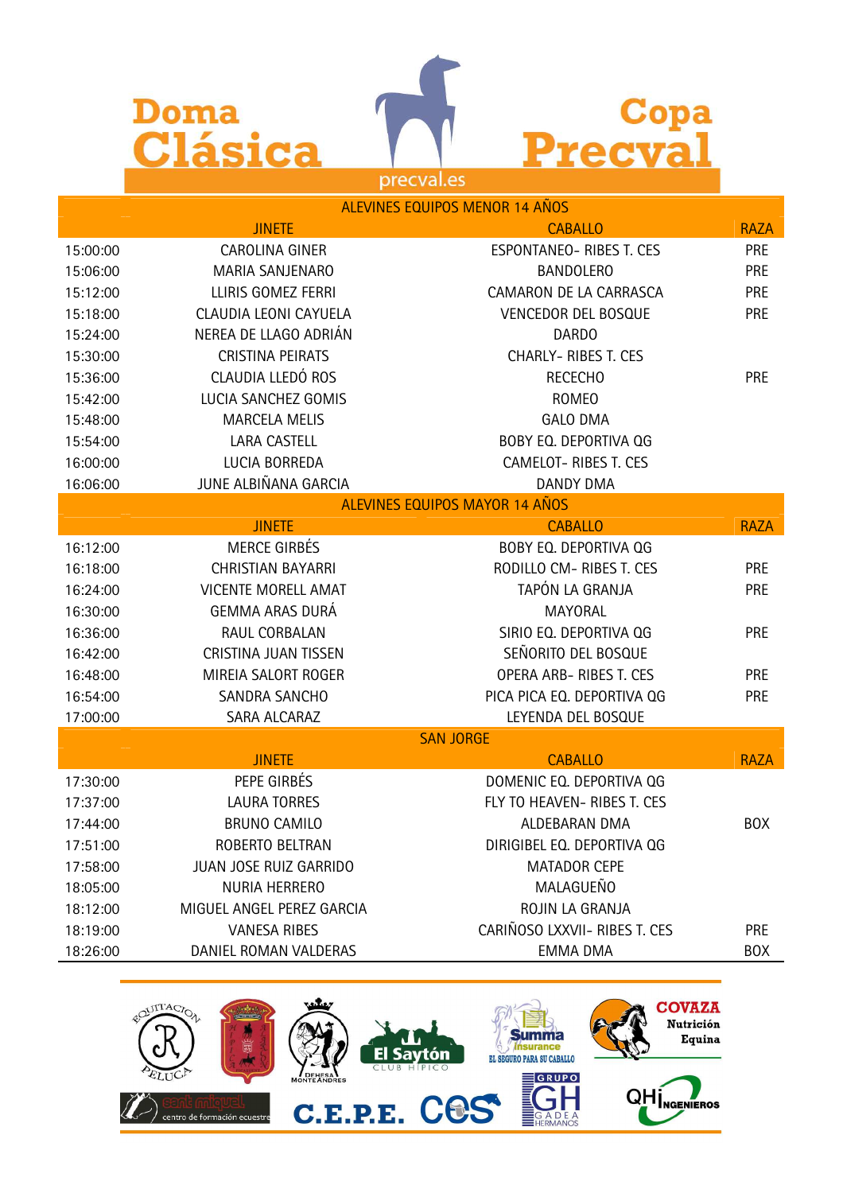# Doma Clásica Copa Precval

precval.es

| | ALEVINES EQUIPOS MENOR 14 AÑOS | | |
|---|---|---|---|
| | JINETE | CABALLO | RAZA |
| 15:00:00 | CAROLINA GINER | ESPONTANEO- RIBES T. CES | PRE |
| 15:06:00 | MARIA SANJENARO | BANDOLERO | PRE |
| 15:12:00 | LLIRIS GOMEZ FERRI | CAMARON DE LA CARRASCA | PRE |
| 15:18:00 | CLAUDIA LEONI CAYUELA | VENCEDOR DEL BOSQUE | PRE |
| 15:24:00 | NEREA DE LLAGO ADRIÁN | DARDO | |
| 15:30:00 | CRISTINA PEIRATS | CHARLY- RIBES T. CES | |
| 15:36:00 | CLAUDIA LLEDÓ ROS | RECECHO | PRE |
| 15:42:00 | LUCIA SANCHEZ GOMIS | ROMEO | |
| 15:48:00 | MARCELA MELIS | GALO DMA | |
| 15:54:00 | LARA CASTELL | BOBY EQ. DEPORTIVA QG | |
| 16:00:00 | LUCIA BORREDA | CAMELOT- RIBES T. CES | |
| 16:06:00 | JUNE ALBIÑANA GARCIA | DANDY DMA | |
| | ALEVINES EQUIPOS MAYOR 14 AÑOS | | |
| | JINETE | CABALLO | RAZA |
| 16:12:00 | MERCE GIRBÉS | BOBY EQ. DEPORTIVA QG | |
| 16:18:00 | CHRISTIAN BAYARRI | RODILLO CM- RIBES T. CES | PRE |
| 16:24:00 | VICENTE MORELL AMAT | TAPÓN LA GRANJA | PRE |
| 16:30:00 | GEMMA ARAS DURÁ | MAYORAL | |
| 16:36:00 | RAUL CORBALAN | SIRIO EQ. DEPORTIVA QG | PRE |
| 16:42:00 | CRISTINA JUAN TISSEN | SEÑORITO DEL BOSQUE | |
| 16:48:00 | MIREIA SALORT ROGER | OPERA ARB- RIBES T. CES | PRE |
| 16:54:00 | SANDRA SANCHO | PICA PICA EQ. DEPORTIVA QG | PRE |
| 17:00:00 | SARA ALCARAZ | LEYENDA DEL BOSQUE | |
| | SAN JORGE | | |
| | JINETE | CABALLO | RAZA |
| 17:30:00 | PEPE GIRBÉS | DOMENIC EQ. DEPORTIVA QG | |
| 17:37:00 | LAURA TORRES | FLY TO HEAVEN- RIBES T. CES | |
| 17:44:00 | BRUNO CAMILO | ALDEBARAN DMA | BOX |
| 17:51:00 | ROBERTO BELTRAN | DIRIGIBEL EQ. DEPORTIVA QG | |
| 17:58:00 | JUAN JOSE RUIZ GARRIDO | MATADOR CEPE | |
| 18:05:00 | NURIA HERRERO | MALAGUEÑO | |
| 18:12:00 | MIGUEL ANGEL PEREZ GARCIA | ROJIN LA GRANJA | |
| 18:19:00 | VANESA RIBES | CARIÑOSO LXXVII- RIBES T. CES | PRE |
| 18:26:00 | DANIEL ROMAN VALDERAS | EMMA DMA | BOX |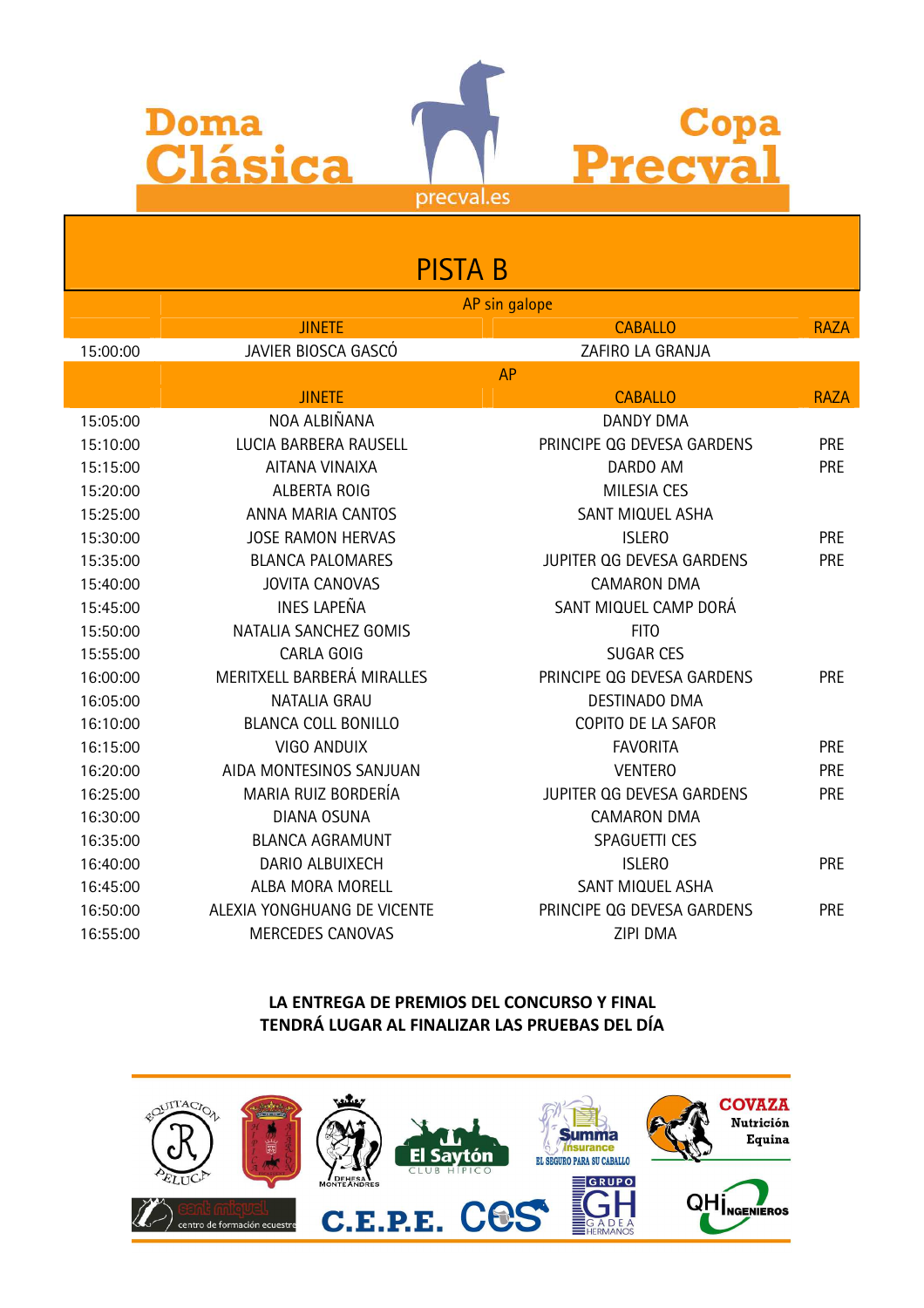# Doma Clásica Copa Precval

precval.es

## PISTA B

| | JINETE | CABALLO | RAZA |
|---|---|---|---|
| | **AP sin galope** | | |
| 15:00:00 | JAVIER BIOSCA GASCÓ | ZAFIRO LA GRANJA | |
| | **AP** | | |
| | JINETE | CABALLO | RAZA |
| 15:05:00 | NOA ALBIÑANA | DANDY DMA | |
| 15:10:00 | LUCIA BARBERA RAUSELL | PRINCIPE QG DEVESA GARDENS | PRE |
| 15:15:00 | AITANA VINAIXA | DARDO AM | PRE |
| 15:20:00 | ALBERTA ROIG | MILESIA CES | |
| 15:25:00 | ANNA MARIA CANTOS | SANT MIQUEL ASHA | |
| 15:30:00 | JOSE RAMON HERVAS | ISLERO | PRE |
| 15:35:00 | BLANCA PALOMARES | JUPITER QG DEVESA GARDENS | PRE |
| 15:40:00 | JOVITA CANOVAS | CAMARON DMA | |
| 15:45:00 | INES LAPEÑA | SANT MIQUEL CAMP DORÁ | |
| 15:50:00 | NATALIA SANCHEZ GOMIS | FITO | |
| 15:55:00 | CARLA GOIG | SUGAR CES | |
| 16:00:00 | MERITXELL BARBERÁ MIRALLES | PRINCIPE QG DEVESA GARDENS | PRE |
| 16:05:00 | NATALIA GRAU | DESTINADO DMA | |
| 16:10:00 | BLANCA COLL BONILLO | COPITO DE LA SAFOR | |
| 16:15:00 | VIGO ANDUIX | FAVORITA | PRE |
| 16:20:00 | AIDA MONTESINOS SANJUAN | VENTERO | PRE |
| 16:25:00 | MARIA RUIZ BORDERÍA | JUPITER QG DEVESA GARDENS | PRE |
| 16:30:00 | DIANA OSUNA | CAMARON DMA | |
| 16:35:00 | BLANCA AGRAMUNT | SPAGUETTI CES | |
| 16:40:00 | DARIO ALBUIXECH | ISLERO | PRE |
| 16:45:00 | ALBA MORA MORELL | SANT MIQUEL ASHA | |
| 16:50:00 | ALEXIA YONGHUANG DE VICENTE | PRINCIPE QG DEVESA GARDENS | PRE |
| 16:55:00 | MERCEDES CANOVAS | ZIPI DMA | |

**LA ENTREGA DE PREMIOS DEL CONCURSO Y FINAL TENDRÁ LUGAR AL FINALIZAR LAS PRUEBAS DEL DÍA**

EQUITACIÓN PELUCA · DEHESA MONTEANDRES · El Saytón CLUB HÍPICO · Summa Insurance EL SEGURO PARA SU CABALLO · COVAZA Nutrición Equina · sant miquel centro de formación ecuestre · C.E.P.E. · CES · GRUPO GH GADEA HERMANOS · QHI INGENIEROS